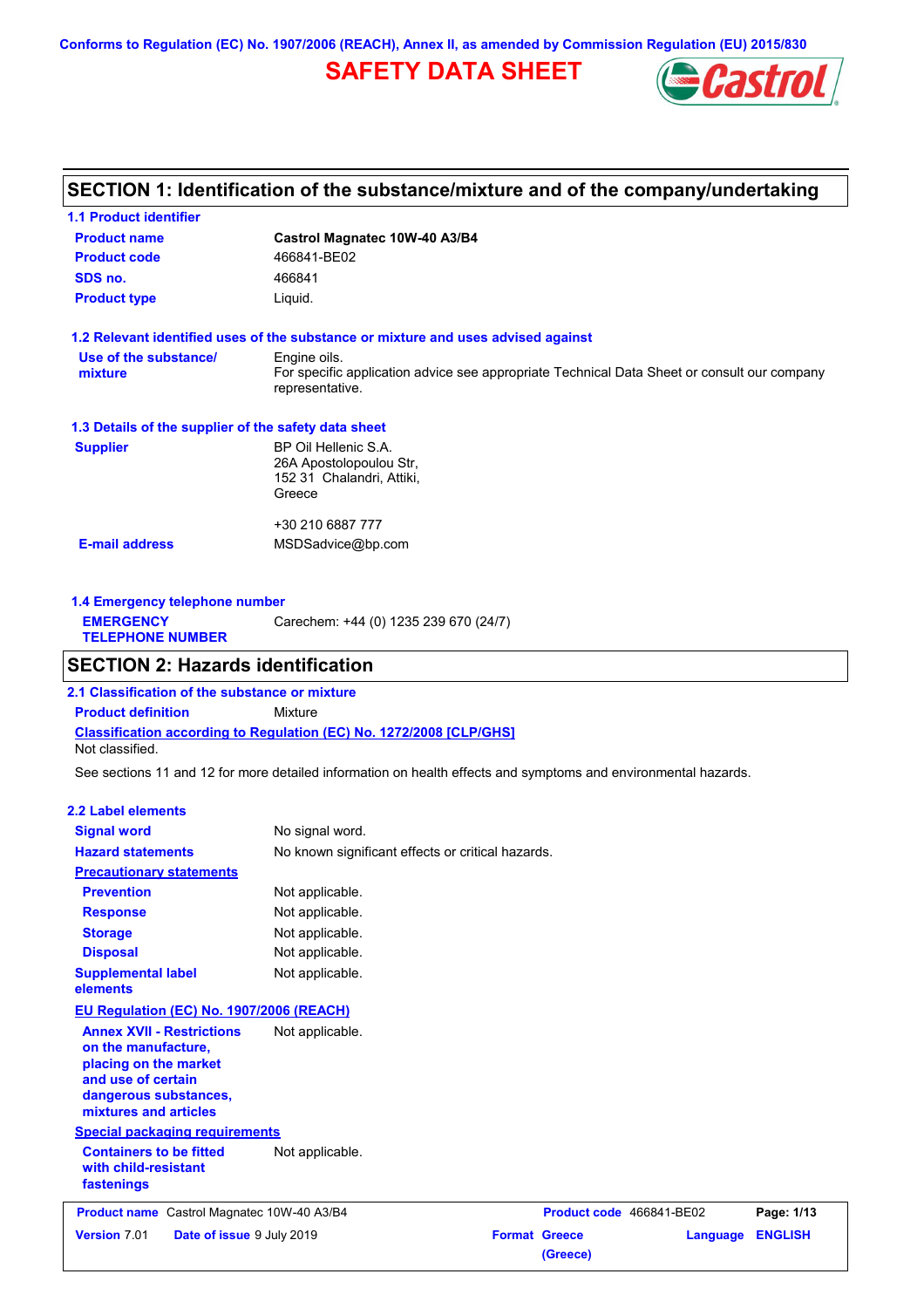Conforms to Regulation (EC) No. 1907/2006 (REACH), Annex II, as amended by Commission Regulation (EU) 2015/830

# SAFETY DATA SHEET

## SECTION 1: Identification of the substance/mixture and of the company/undertaking

### 1.1 Product identifier

| | |
|---|---|
| **Product name** | **Castrol Magnatec 10W-40 A3/B4** |
| **Product code** | 466841-BE02 |
| **SDS no.** | 466841 |
| **Product type** | Liquid. |

### 1.2 Relevant identified uses of the substance or mixture and uses advised against

| | |
|---|---|
| **Use of the substance/ mixture** | Engine oils.<br>For specific application advice see appropriate Technical Data Sheet or consult our company representative. |

### 1.3 Details of the supplier of the safety data sheet

| | |
|---|---|
| **Supplier** | BP Oil Hellenic S.A.<br>26A Apostolopoulou Str,<br>152 31 Chalandri, Attiki,<br>Greece<br><br>+30 210 6887 777 |
| **E-mail address** | MSDSadvice@bp.com |

### 1.4 Emergency telephone number

| | |
|---|---|
| **EMERGENCY TELEPHONE NUMBER** | Carechem: +44 (0) 1235 239 670 (24/7) |

## SECTION 2: Hazards identification

### 2.1 Classification of the substance or mixture

**Product definition** Mixture

**Classification according to Regulation (EC) No. 1272/2008 [CLP/GHS]**

Not classified.

See sections 11 and 12 for more detailed information on health effects and symptoms and environmental hazards.

### 2.2 Label elements

| | |
|---|---|
| **Signal word** | No signal word. |
| **Hazard statements** | No known significant effects or critical hazards. |
| **Precautionary statements** | |
| **Prevention** | Not applicable. |
| **Response** | Not applicable. |
| **Storage** | Not applicable. |
| **Disposal** | Not applicable. |
| **Supplemental label elements** | Not applicable. |

**EU Regulation (EC) No. 1907/2006 (REACH)**

| | |
|---|---|
| **Annex XVII - Restrictions on the manufacture, placing on the market and use of certain dangerous substances, mixtures and articles** | Not applicable. |

**Special packaging requirements**

| | |
|---|---|
| **Containers to be fitted with child-resistant fastenings** | Not applicable. |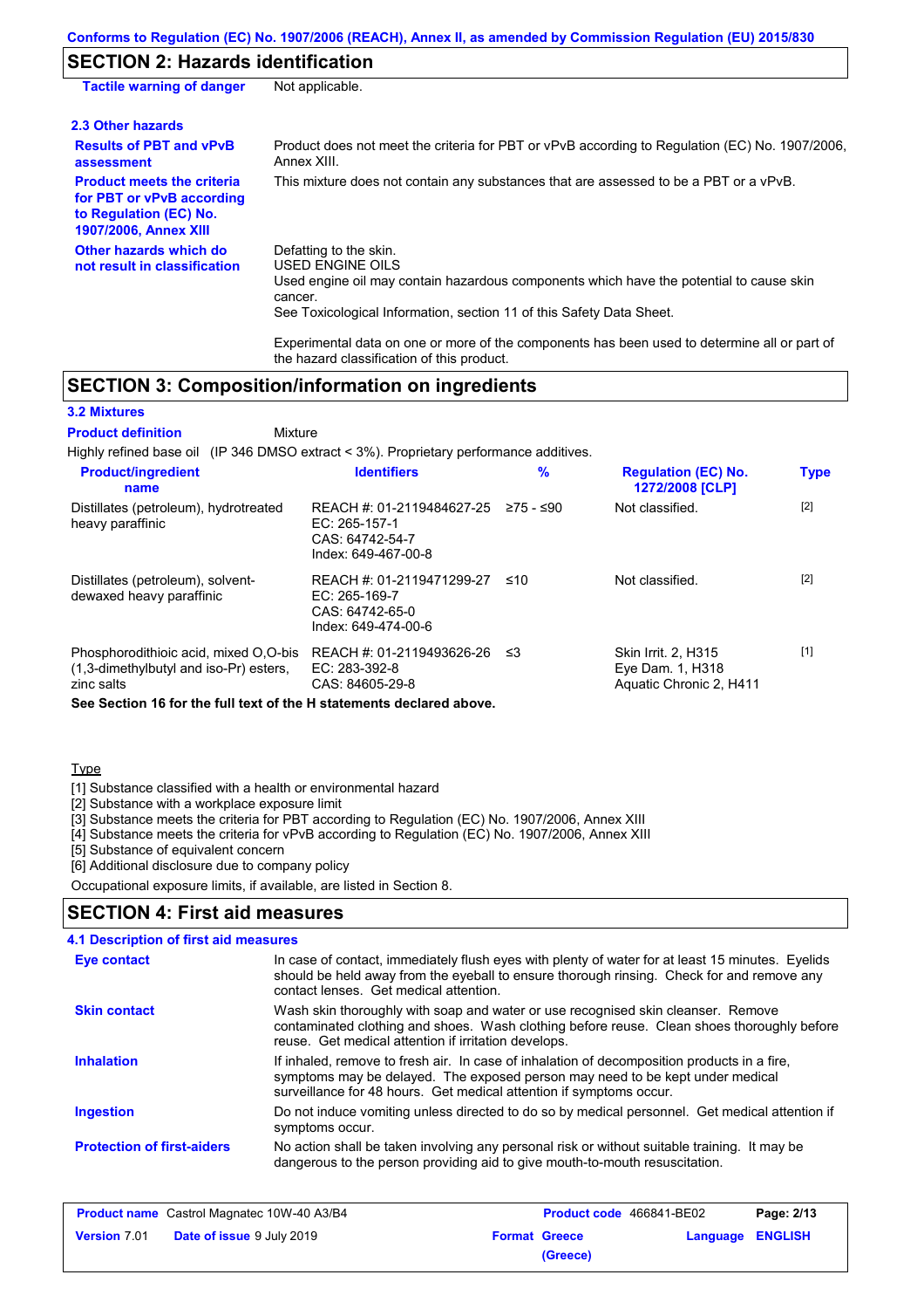## SECTION 2: Hazards identification

| | |
|---|---|
| **Tactile warning of danger** | Not applicable. |

### 2.3 Other hazards

| | |
|---|---|
| **Results of PBT and vPvB assessment** | Product does not meet the criteria for PBT or vPvB according to Regulation (EC) No. 1907/2006, Annex XIII. |
| **Product meets the criteria for PBT or vPvB according to Regulation (EC) No. 1907/2006, Annex XIII** | This mixture does not contain any substances that are assessed to be a PBT or a vPvB. |
| **Other hazards which do not result in classification** | Defatting to the skin. USED ENGINE OILS Used engine oil may contain hazardous components which have the potential to cause skin cancer. See Toxicological Information, section 11 of this Safety Data Sheet. Experimental data on one or more of the components has been used to determine all or part of the hazard classification of this product. |

## SECTION 3: Composition/information on ingredients

### 3.2 Mixtures

**Product definition** Mixture

Highly refined base oil (IP 346 DMSO extract < 3%). Proprietary performance additives.

| Product/ingredient name | Identifiers | % | Regulation (EC) No. 1272/2008 [CLP] | Type |
|---|---|---|---|---|
| Distillates (petroleum), hydrotreated heavy paraffinic | REACH #: 01-2119484627-25<br>EC: 265-157-1<br>CAS: 64742-54-7<br>Index: 649-467-00-8 | ≥75 - ≤90 | Not classified. | [2] |
| Distillates (petroleum), solvent-dewaxed heavy paraffinic | REACH #: 01-2119471299-27<br>EC: 265-169-7<br>CAS: 64742-65-0<br>Index: 649-474-00-6 | ≤10 | Not classified. | [2] |
| Phosphorodithioic acid, mixed O,O-bis (1,3-dimethylbutyl and iso-Pr) esters, zinc salts | REACH #: 01-2119493626-26<br>EC: 283-392-8<br>CAS: 84605-29-8 | ≤3 | Skin Irrit. 2, H315<br>Eye Dam. 1, H318<br>Aquatic Chronic 2, H411 | [1] |

**See Section 16 for the full text of the H statements declared above.**

Type

[1] Substance classified with a health or environmental hazard
[2] Substance with a workplace exposure limit
[3] Substance meets the criteria for PBT according to Regulation (EC) No. 1907/2006, Annex XIII
[4] Substance meets the criteria for vPvB according to Regulation (EC) No. 1907/2006, Annex XIII
[5] Substance of equivalent concern
[6] Additional disclosure due to company policy

Occupational exposure limits, if available, are listed in Section 8.

## SECTION 4: First aid measures

### 4.1 Description of first aid measures

| | |
|---|---|
| **Eye contact** | In case of contact, immediately flush eyes with plenty of water for at least 15 minutes. Eyelids should be held away from the eyeball to ensure thorough rinsing. Check for and remove any contact lenses. Get medical attention. |
| **Skin contact** | Wash skin thoroughly with soap and water or use recognised skin cleanser. Remove contaminated clothing and shoes. Wash clothing before reuse. Clean shoes thoroughly before reuse. Get medical attention if irritation develops. |
| **Inhalation** | If inhaled, remove to fresh air. In case of inhalation of decomposition products in a fire, symptoms may be delayed. The exposed person may need to be kept under medical surveillance for 48 hours. Get medical attention if symptoms occur. |
| **Ingestion** | Do not induce vomiting unless directed to do so by medical personnel. Get medical attention if symptoms occur. |
| **Protection of first-aiders** | No action shall be taken involving any personal risk or without suitable training. It may be dangerous to the person providing aid to give mouth-to-mouth resuscitation. |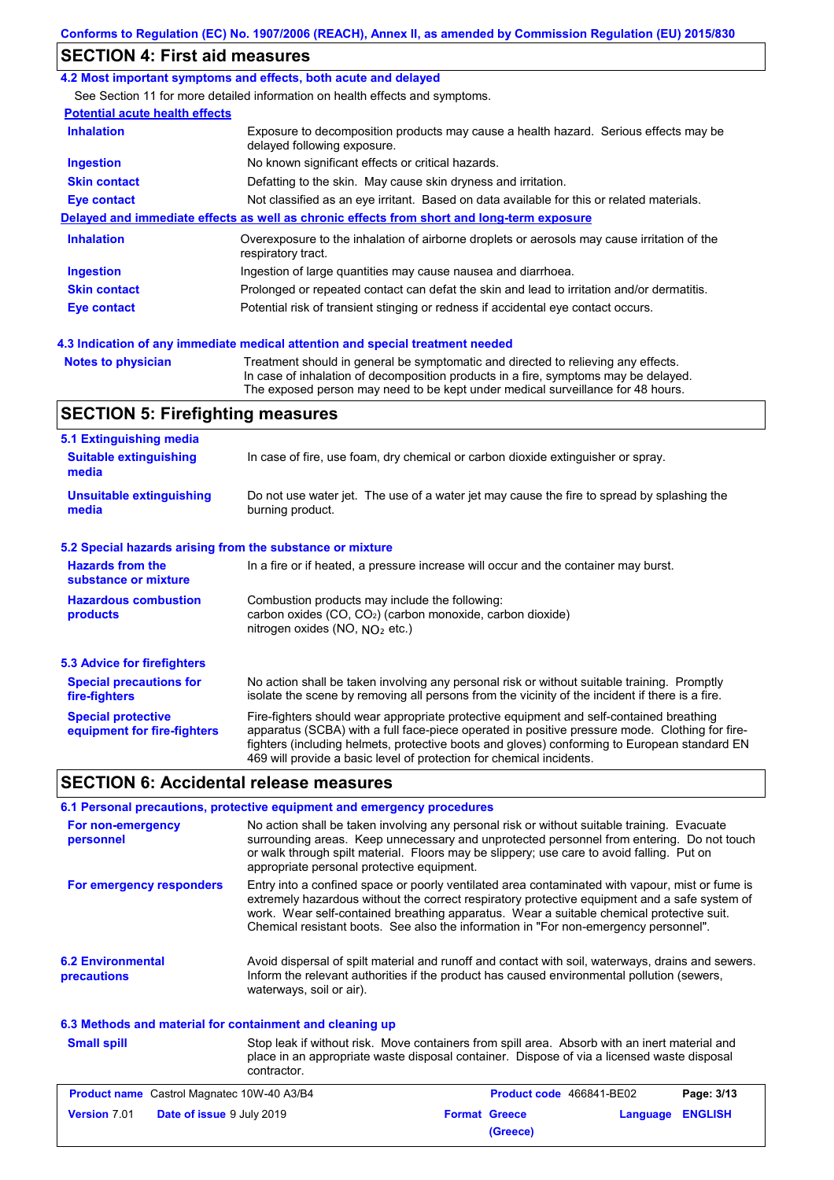## SECTION 4: First aid measures

### 4.2 Most important symptoms and effects, both acute and delayed

See Section 11 for more detailed information on health effects and symptoms.

**Potential acute health effects**

| | |
|---|---|
| **Inhalation** | Exposure to decomposition products may cause a health hazard. Serious effects may be delayed following exposure. |
| **Ingestion** | No known significant effects or critical hazards. |
| **Skin contact** | Defatting to the skin. May cause skin dryness and irritation. |
| **Eye contact** | Not classified as an eye irritant. Based on data available for this or related materials. |

**Delayed and immediate effects as well as chronic effects from short and long-term exposure**

| | |
|---|---|
| **Inhalation** | Overexposure to the inhalation of airborne droplets or aerosols may cause irritation of the respiratory tract. |
| **Ingestion** | Ingestion of large quantities may cause nausea and diarrhoea. |
| **Skin contact** | Prolonged or repeated contact can defat the skin and lead to irritation and/or dermatitis. |
| **Eye contact** | Potential risk of transient stinging or redness if accidental eye contact occurs. |

### 4.3 Indication of any immediate medical attention and special treatment needed

| | |
|---|---|
| **Notes to physician** | Treatment should in general be symptomatic and directed to relieving any effects. In case of inhalation of decomposition products in a fire, symptoms may be delayed. The exposed person may need to be kept under medical surveillance for 48 hours. |

## SECTION 5: Firefighting measures

### 5.1 Extinguishing media

| | |
|---|---|
| **Suitable extinguishing media** | In case of fire, use foam, dry chemical or carbon dioxide extinguisher or spray. |
| **Unsuitable extinguishing media** | Do not use water jet. The use of a water jet may cause the fire to spread by splashing the burning product. |

### 5.2 Special hazards arising from the substance or mixture

| | |
|---|---|
| **Hazards from the substance or mixture** | In a fire or if heated, a pressure increase will occur and the container may burst. |
| **Hazardous combustion products** | Combustion products may include the following: carbon oxides (CO, $CO_2$) (carbon monoxide, carbon dioxide) nitrogen oxides (NO, $NO_2$ etc.) |

### 5.3 Advice for firefighters

| | |
|---|---|
| **Special precautions for fire-fighters** | No action shall be taken involving any personal risk or without suitable training. Promptly isolate the scene by removing all persons from the vicinity of the incident if there is a fire. |
| **Special protective equipment for fire-fighters** | Fire-fighters should wear appropriate protective equipment and self-contained breathing apparatus (SCBA) with a full face-piece operated in positive pressure mode. Clothing for fire-fighters (including helmets, protective boots and gloves) conforming to European standard EN 469 will provide a basic level of protection for chemical incidents. |

## SECTION 6: Accidental release measures

### 6.1 Personal precautions, protective equipment and emergency procedures

| | |
|---|---|
| **For non-emergency personnel** | No action shall be taken involving any personal risk or without suitable training. Evacuate surrounding areas. Keep unnecessary and unprotected personnel from entering. Do not touch or walk through spilt material. Floors may be slippery; use care to avoid falling. Put on appropriate personal protective equipment. |
| **For emergency responders** | Entry into a confined space or poorly ventilated area contaminated with vapour, mist or fume is extremely hazardous without the correct respiratory protective equipment and a safe system of work. Wear self-contained breathing apparatus. Wear a suitable chemical protective suit. Chemical resistant boots. See also the information in "For non-emergency personnel". |

| | |
|---|---|
| **6.2 Environmental precautions** | Avoid dispersal of spilt material and runoff and contact with soil, waterways, drains and sewers. Inform the relevant authorities if the product has caused environmental pollution (sewers, waterways, soil or air). |

### 6.3 Methods and material for containment and cleaning up

| | |
|---|---|
| **Small spill** | Stop leak if without risk. Move containers from spill area. Absorb with an inert material and place in an appropriate waste disposal container. Dispose of via a licensed waste disposal contractor. |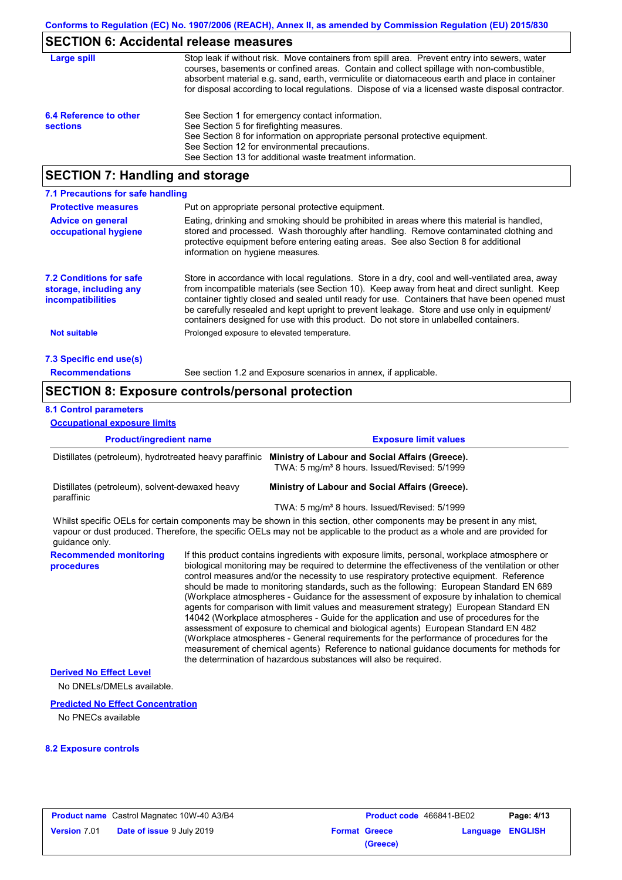## SECTION 6: Accidental release measures

| | |
|---|---|
| **Large spill** | Stop leak if without risk. Move containers from spill area. Prevent entry into sewers, water courses, basements or confined areas. Contain and collect spillage with non-combustible, absorbent material e.g. sand, earth, vermiculite or diatomaceous earth and place in container for disposal according to local regulations. Dispose of via a licensed waste disposal contractor. |
| **6.4 Reference to other sections** | See Section 1 for emergency contact information.<br>See Section 5 for firefighting measures.<br>See Section 8 for information on appropriate personal protective equipment.<br>See Section 12 for environmental precautions.<br>See Section 13 for additional waste treatment information. |

## SECTION 7: Handling and storage

### 7.1 Precautions for safe handling

| | |
|---|---|
| **Protective measures** | Put on appropriate personal protective equipment. |
| **Advice on general occupational hygiene** | Eating, drinking and smoking should be prohibited in areas where this material is handled, stored and processed. Wash thoroughly after handling. Remove contaminated clothing and protective equipment before entering eating areas. See also Section 8 for additional information on hygiene measures. |
| **7.2 Conditions for safe storage, including any incompatibilities** | Store in accordance with local regulations. Store in a dry, cool and well-ventilated area, away from incompatible materials (see Section 10). Keep away from heat and direct sunlight. Keep container tightly closed and sealed until ready for use. Containers that have been opened must be carefully resealed and kept upright to prevent leakage. Store and use only in equipment/ containers designed for use with this product. Do not store in unlabelled containers. |
| **Not suitable** | Prolonged exposure to elevated temperature. |

### 7.3 Specific end use(s)

| | |
|---|---|
| **Recommendations** | See section 1.2 and Exposure scenarios in annex, if applicable. |

## SECTION 8: Exposure controls/personal protection

### 8.1 Control parameters

**Occupational exposure limits**

| Product/ingredient name | Exposure limit values |
|---|---|
| Distillates (petroleum), hydrotreated heavy paraffinic | **Ministry of Labour and Social Affairs (Greece).**<br>TWA: 5 mg/m³ 8 hours. Issued/Revised: 5/1999 |
| Distillates (petroleum), solvent-dewaxed heavy paraffinic | **Ministry of Labour and Social Affairs (Greece).**<br>TWA: 5 mg/m³ 8 hours. Issued/Revised: 5/1999 |

Whilst specific OELs for certain components may be shown in this section, other components may be present in any mist, vapour or dust produced. Therefore, the specific OELs may not be applicable to the product as a whole and are provided for guidance only.

| | |
|---|---|
| **Recommended monitoring procedures** | If this product contains ingredients with exposure limits, personal, workplace atmosphere or biological monitoring may be required to determine the effectiveness of the ventilation or other control measures and/or the necessity to use respiratory protective equipment. Reference should be made to monitoring standards, such as the following: European Standard EN 689 (Workplace atmospheres - Guidance for the assessment of exposure by inhalation to chemical agents for comparison with limit values and measurement strategy) European Standard EN 14042 (Workplace atmospheres - Guide for the application and use of procedures for the assessment of exposure to chemical and biological agents) European Standard EN 482 (Workplace atmospheres - General requirements for the performance of procedures for the measurement of chemical agents) Reference to national guidance documents for methods for the determination of hazardous substances will also be required. |

**Derived No Effect Level**

No DNELs/DMELs available.

**Predicted No Effect Concentration**

No PNECs available

### 8.2 Exposure controls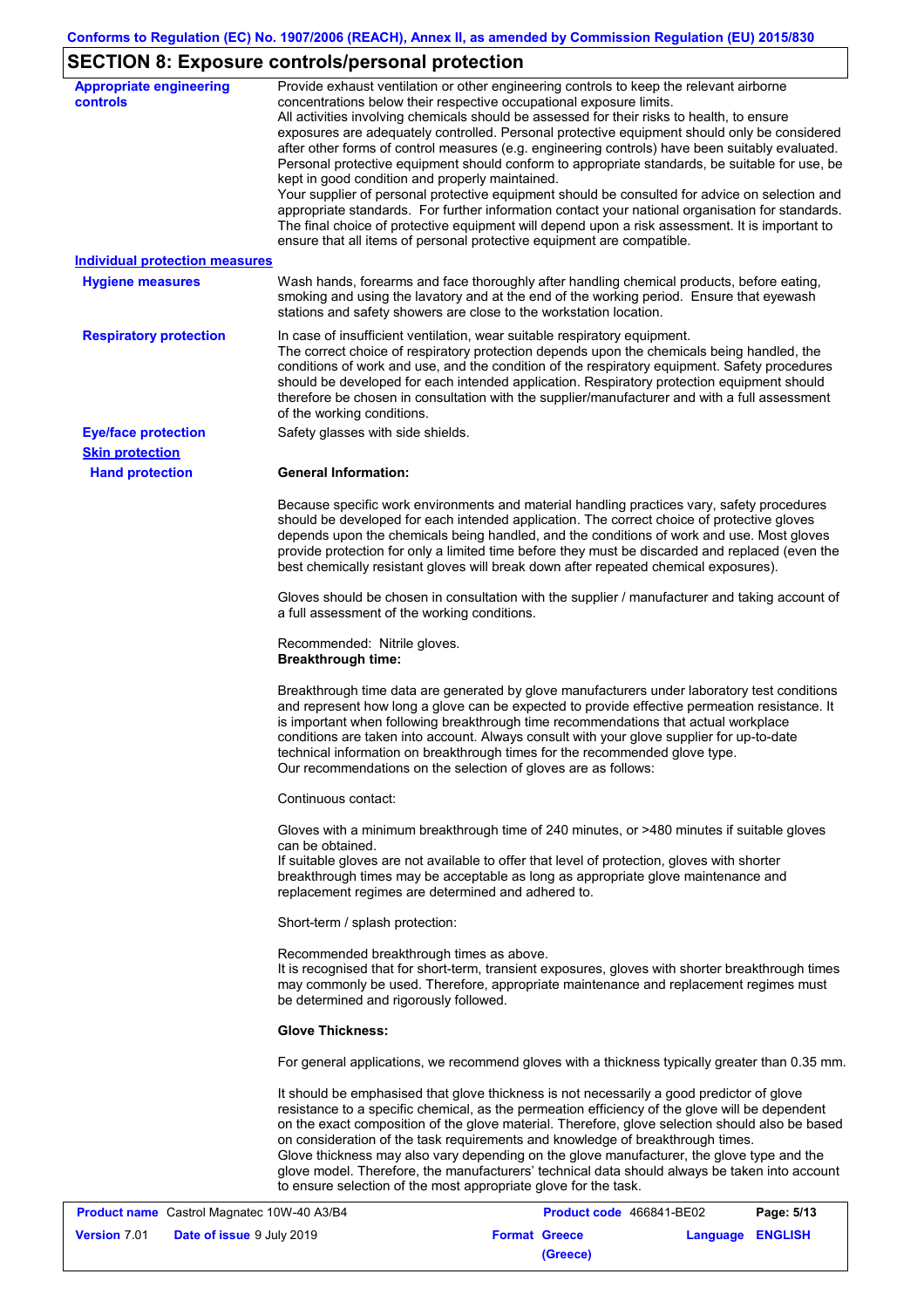## SECTION 8: Exposure controls/personal protection

**Appropriate engineering controls**

Provide exhaust ventilation or other engineering controls to keep the relevant airborne concentrations below their respective occupational exposure limits.
All activities involving chemicals should be assessed for their risks to health, to ensure exposures are adequately controlled. Personal protective equipment should only be considered after other forms of control measures (e.g. engineering controls) have been suitably evaluated. Personal protective equipment should conform to appropriate standards, be suitable for use, be kept in good condition and properly maintained.
Your supplier of personal protective equipment should be consulted for advice on selection and appropriate standards. For further information contact your national organisation for standards. The final choice of protective equipment will depend upon a risk assessment. It is important to ensure that all items of personal protective equipment are compatible.

### Individual protection measures

**Hygiene measures**

Wash hands, forearms and face thoroughly after handling chemical products, before eating, smoking and using the lavatory and at the end of the working period. Ensure that eyewash stations and safety showers are close to the workstation location.

**Respiratory protection**

In case of insufficient ventilation, wear suitable respiratory equipment.
The correct choice of respiratory protection depends upon the chemicals being handled, the conditions of work and use, and the condition of the respiratory equipment. Safety procedures should be developed for each intended application. Respiratory protection equipment should therefore be chosen in consultation with the supplier/manufacturer and with a full assessment of the working conditions.

**Eye/face protection**

Safety glasses with side shields.

**Skin protection**

**Hand protection**

**General Information:**

Because specific work environments and material handling practices vary, safety procedures should be developed for each intended application. The correct choice of protective gloves depends upon the chemicals being handled, and the conditions of work and use. Most gloves provide protection for only a limited time before they must be discarded and replaced (even the best chemically resistant gloves will break down after repeated chemical exposures).

Gloves should be chosen in consultation with the supplier / manufacturer and taking account of a full assessment of the working conditions.

Recommended: Nitrile gloves.
**Breakthrough time:**

Breakthrough time data are generated by glove manufacturers under laboratory test conditions and represent how long a glove can be expected to provide effective permeation resistance. It is important when following breakthrough time recommendations that actual workplace conditions are taken into account. Always consult with your glove supplier for up-to-date technical information on breakthrough times for the recommended glove type.
Our recommendations on the selection of gloves are as follows:

Continuous contact:

Gloves with a minimum breakthrough time of 240 minutes, or >480 minutes if suitable gloves can be obtained.
If suitable gloves are not available to offer that level of protection, gloves with shorter breakthrough times may be acceptable as long as appropriate glove maintenance and replacement regimes are determined and adhered to.

Short-term / splash protection:

Recommended breakthrough times as above.
It is recognised that for short-term, transient exposures, gloves with shorter breakthrough times may commonly be used. Therefore, appropriate maintenance and replacement regimes must be determined and rigorously followed.

**Glove Thickness:**

For general applications, we recommend gloves with a thickness typically greater than 0.35 mm.

It should be emphasised that glove thickness is not necessarily a good predictor of glove resistance to a specific chemical, as the permeation efficiency of the glove will be dependent on the exact composition of the glove material. Therefore, glove selection should also be based on consideration of the task requirements and knowledge of breakthrough times.
Glove thickness may also vary depending on the glove manufacturer, the glove type and the glove model. Therefore, the manufacturers' technical data should always be taken into account to ensure selection of the most appropriate glove for the task.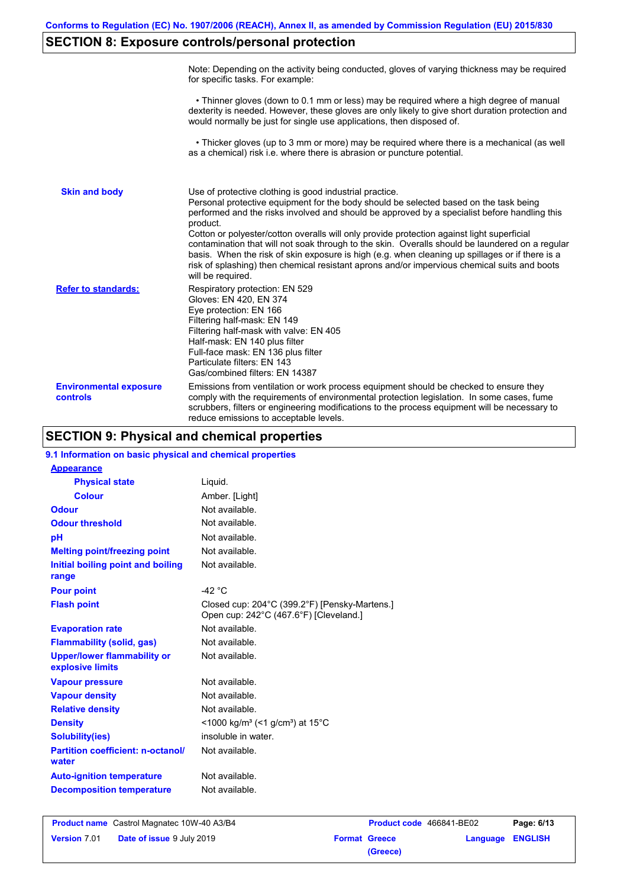## SECTION 8: Exposure controls/personal protection

Note: Depending on the activity being conducted, gloves of varying thickness may be required for specific tasks. For example:

• Thinner gloves (down to 0.1 mm or less) may be required where a high degree of manual dexterity is needed. However, these gloves are only likely to give short duration protection and would normally be just for single use applications, then disposed of.

• Thicker gloves (up to 3 mm or more) may be required where there is a mechanical (as well as a chemical) risk i.e. where there is abrasion or puncture potential.

| | |
|---|---|
| **Skin and body** | Use of protective clothing is good industrial practice.<br>Personal protective equipment for the body should be selected based on the task being performed and the risks involved and should be approved by a specialist before handling this product.<br>Cotton or polyester/cotton overalls will only provide protection against light superficial contamination that will not soak through to the skin. Overalls should be laundered on a regular basis. When the risk of skin exposure is high (e.g. when cleaning up spillages or if there is a risk of splashing) then chemical resistant aprons and/or impervious chemical suits and boots will be required. |
| **Refer to standards:** | Respiratory protection: EN 529<br>Gloves: EN 420, EN 374<br>Eye protection: EN 166<br>Filtering half-mask: EN 149<br>Filtering half-mask with valve: EN 405<br>Half-mask: EN 140 plus filter<br>Full-face mask: EN 136 plus filter<br>Particulate filters: EN 143<br>Gas/combined filters: EN 14387 |
| **Environmental exposure controls** | Emissions from ventilation or work process equipment should be checked to ensure they comply with the requirements of environmental protection legislation. In some cases, fume scrubbers, filters or engineering modifications to the process equipment will be necessary to reduce emissions to acceptable levels. |

## SECTION 9: Physical and chemical properties

### 9.1 Information on basic physical and chemical properties

| | |
|---|---|
| **Appearance** | |
| **Physical state** | Liquid. |
| **Colour** | Amber. [Light] |
| **Odour** | Not available. |
| **Odour threshold** | Not available. |
| **pH** | Not available. |
| **Melting point/freezing point** | Not available. |
| **Initial boiling point and boiling range** | Not available. |
| **Pour point** | -42 °C |
| **Flash point** | Closed cup: 204°C (399.2°F) [Pensky-Martens.]<br>Open cup: 242°C (467.6°F) [Cleveland.] |
| **Evaporation rate** | Not available. |
| **Flammability (solid, gas)** | Not available. |
| **Upper/lower flammability or explosive limits** | Not available. |
| **Vapour pressure** | Not available. |
| **Vapour density** | Not available. |
| **Relative density** | Not available. |
| **Density** | <1000 kg/m³ (<1 g/cm³) at 15°C |
| **Solubility(ies)** | insoluble in water. |
| **Partition coefficient: n-octanol/water** | Not available. |
| **Auto-ignition temperature** | Not available. |
| **Decomposition temperature** | Not available. |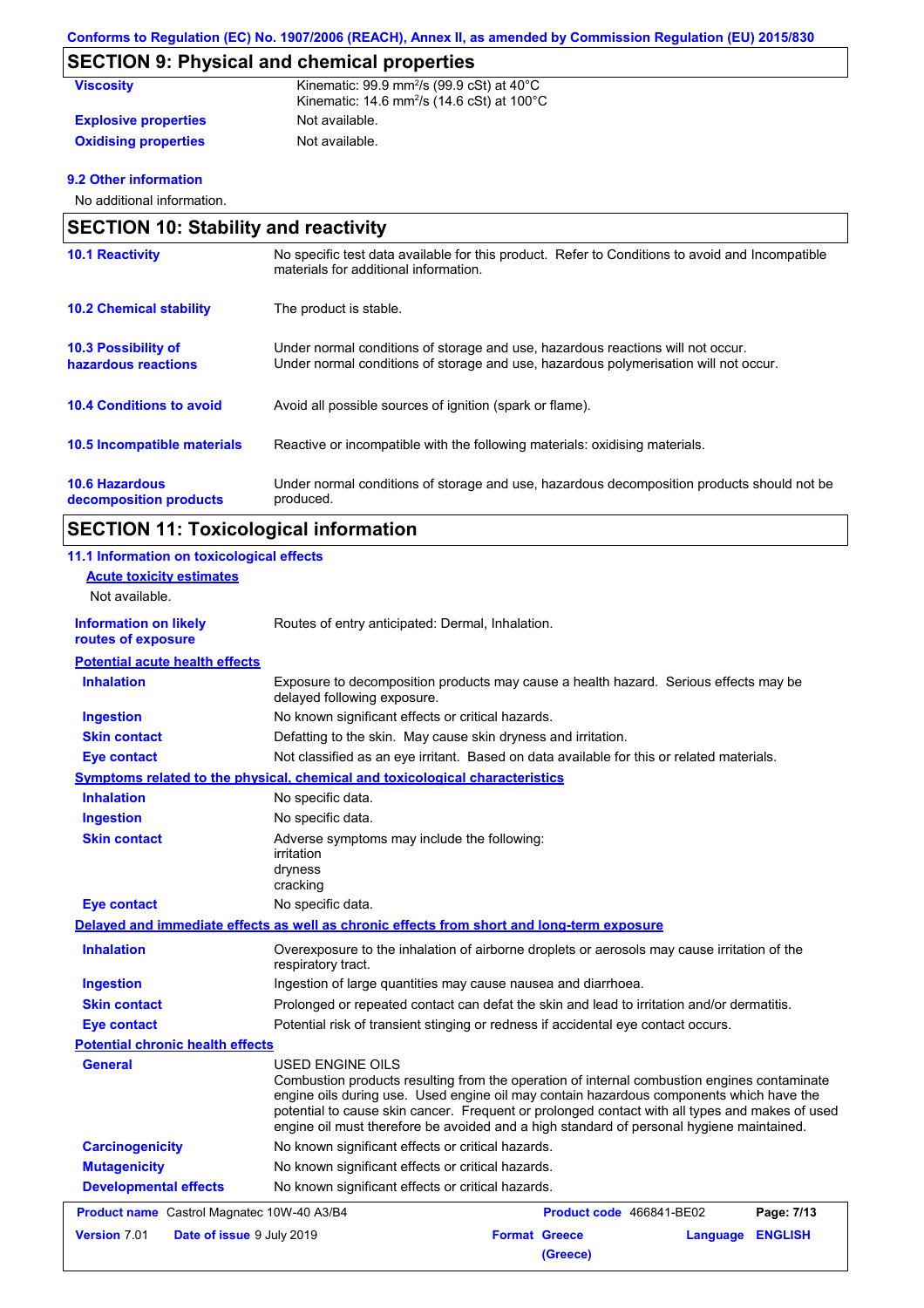## SECTION 9: Physical and chemical properties

| | |
|---|---|
| **Viscosity** | Kinematic: 99.9 $mm^2/s$ (99.9 cSt) at 40°C<br>Kinematic: 14.6 $mm^2/s$ (14.6 cSt) at 100°C |
| **Explosive properties** | Not available. |
| **Oxidising properties** | Not available. |

### 9.2 Other information

No additional information.

## SECTION 10: Stability and reactivity

| | |
|---|---|
| **10.1 Reactivity** | No specific test data available for this product. Refer to Conditions to avoid and Incompatible materials for additional information. |
| **10.2 Chemical stability** | The product is stable. |
| **10.3 Possibility of hazardous reactions** | Under normal conditions of storage and use, hazardous reactions will not occur.<br>Under normal conditions of storage and use, hazardous polymerisation will not occur. |
| **10.4 Conditions to avoid** | Avoid all possible sources of ignition (spark or flame). |
| **10.5 Incompatible materials** | Reactive or incompatible with the following materials: oxidising materials. |
| **10.6 Hazardous decomposition products** | Under normal conditions of storage and use, hazardous decomposition products should not be produced. |

## SECTION 11: Toxicological information

### 11.1 Information on toxicological effects

**Acute toxicity estimates**

Not available.

| | |
|---|---|
| **Information on likely routes of exposure** | Routes of entry anticipated: Dermal, Inhalation. |

**Potential acute health effects**

| | |
|---|---|
| **Inhalation** | Exposure to decomposition products may cause a health hazard. Serious effects may be delayed following exposure. |
| **Ingestion** | No known significant effects or critical hazards. |
| **Skin contact** | Defatting to the skin. May cause skin dryness and irritation. |
| **Eye contact** | Not classified as an eye irritant. Based on data available for this or related materials. |

**Symptoms related to the physical, chemical and toxicological characteristics**

| | |
|---|---|
| **Inhalation** | No specific data. |
| **Ingestion** | No specific data. |
| **Skin contact** | Adverse symptoms may include the following:<br>irritation<br>dryness<br>cracking |
| **Eye contact** | No specific data. |

**Delayed and immediate effects as well as chronic effects from short and long-term exposure**

| | |
|---|---|
| **Inhalation** | Overexposure to the inhalation of airborne droplets or aerosols may cause irritation of the respiratory tract. |
| **Ingestion** | Ingestion of large quantities may cause nausea and diarrhoea. |
| **Skin contact** | Prolonged or repeated contact can defat the skin and lead to irritation and/or dermatitis. |
| **Eye contact** | Potential risk of transient stinging or redness if accidental eye contact occurs. |

**Potential chronic health effects**

| | |
|---|---|
| **General** | USED ENGINE OILS<br>Combustion products resulting from the operation of internal combustion engines contaminate engine oils during use. Used engine oil may contain hazardous components which have the potential to cause skin cancer. Frequent or prolonged contact with all types and makes of used engine oil must therefore be avoided and a high standard of personal hygiene maintained. |
| **Carcinogenicity** | No known significant effects or critical hazards. |
| **Mutagenicity** | No known significant effects or critical hazards. |
| **Developmental effects** | No known significant effects or critical hazards. |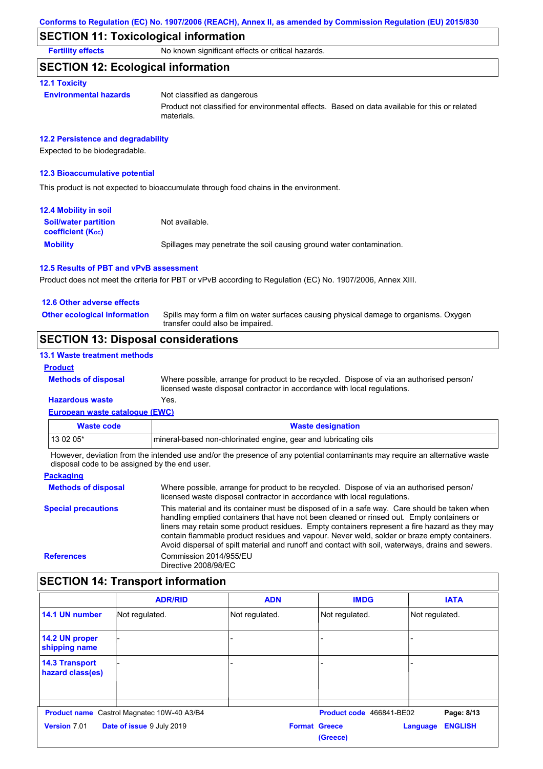Conforms to Regulation (EC) No. 1907/2006 (REACH), Annex II, as amended by Commission Regulation (EU) 2015/830

## SECTION 11: Toxicological information

**Fertility effects** No known significant effects or critical hazards.

## SECTION 12: Ecological information

### 12.1 Toxicity

**Environmental hazards** Not classified as dangerous

Product not classified for environmental effects. Based on data available for this or related materials.

### 12.2 Persistence and degradability

Expected to be biodegradable.

### 12.3 Bioaccumulative potential

This product is not expected to bioaccumulate through food chains in the environment.

### 12.4 Mobility in soil

**Soil/water partition coefficient ($K_{OC}$)** Not available.

**Mobility** Spillages may penetrate the soil causing ground water contamination.

### 12.5 Results of PBT and vPvB assessment

Product does not meet the criteria for PBT or vPvB according to Regulation (EC) No. 1907/2006, Annex XIII.

### 12.6 Other adverse effects

**Other ecological information** Spills may form a film on water surfaces causing physical damage to organisms. Oxygen transfer could also be impaired.

## SECTION 13: Disposal considerations

### 13.1 Waste treatment methods

**Product**

**Methods of disposal** Where possible, arrange for product to be recycled. Dispose of via an authorised person/ licensed waste disposal contractor in accordance with local regulations.

**Hazardous waste** Yes.

**European waste catalogue (EWC)**

| Waste code | Waste designation |
|---|---|
| 13 02 05* | mineral-based non-chlorinated engine, gear and lubricating oils |

However, deviation from the intended use and/or the presence of any potential contaminants may require an alternative waste disposal code to be assigned by the end user.

**Packaging**

**Methods of disposal** Where possible, arrange for product to be recycled. Dispose of via an authorised person/ licensed waste disposal contractor in accordance with local regulations.

**Special precautions** This material and its container must be disposed of in a safe way. Care should be taken when handling emptied containers that have not been cleaned or rinsed out. Empty containers or liners may retain some product residues. Empty containers represent a fire hazard as they may contain flammable product residues and vapour. Never weld, solder or braze empty containers. Avoid dispersal of spilt material and runoff and contact with soil, waterways, drains and sewers.

**References** Commission 2014/955/EU
Directive 2008/98/EC

## SECTION 14: Transport information

| | ADR/RID | ADN | IMDG | IATA |
|---|---|---|---|---|
| 14.1 UN number | Not regulated. | Not regulated. | Not regulated. | Not regulated. |
| 14.2 UN proper shipping name | - | - | - | - |
| 14.3 Transport hazard class(es) | - | - | - | - |

**Product name** Castrol Magnatec 10W-40 A3/B4 **Product code** 466841-BE02 **Version** 7.01 **Date of issue** 9 July 2019 **Format** Greece (Greece) **Language** ENGLISH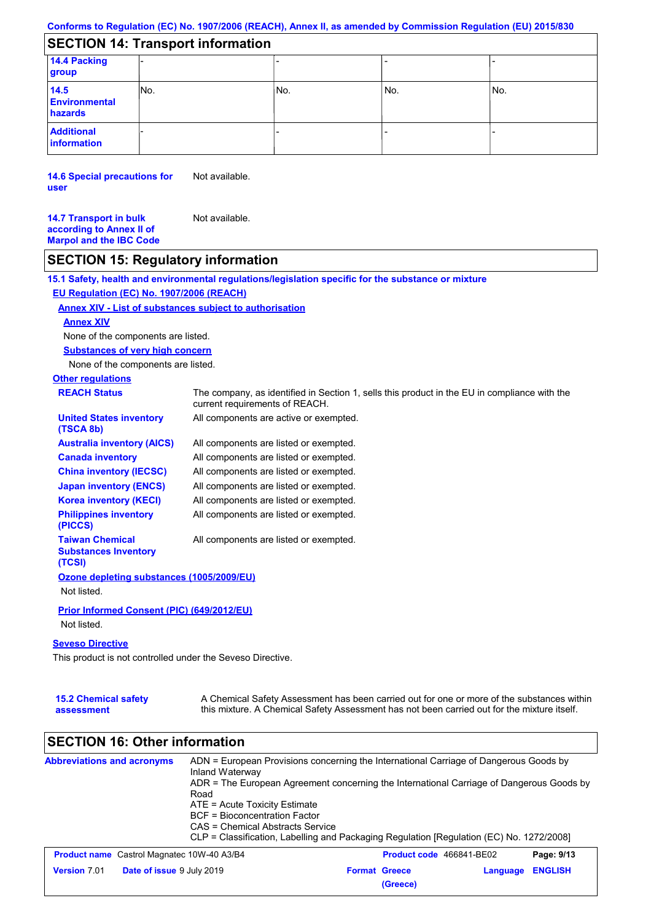## SECTION 14: Transport information

| | | | | |
|---|---|---|---|---|
| **14.4 Packing group** | - | - | - | - |
| **14.5 Environmental hazards** | No. | No. | No. | No. |
| **Additional information** | - | - | - | - |

**14.6 Special precautions for user** Not available.

**14.7 Transport in bulk according to Annex II of Marpol and the IBC Code** Not available.

## SECTION 15: Regulatory information

**15.1 Safety, health and environmental regulations/legislation specific for the substance or mixture**

**EU Regulation (EC) No. 1907/2006 (REACH)**

**Annex XIV - List of substances subject to authorisation**

**Annex XIV**

None of the components are listed.

**Substances of very high concern**

None of the components are listed.

**Other regulations**

**REACH Status** The company, as identified in Section 1, sells this product in the EU in compliance with the current requirements of REACH.

**United States inventory (TSCA 8b)** All components are active or exempted.

**Australia inventory (AICS)** All components are listed or exempted.

**Canada inventory** All components are listed or exempted.

**China inventory (IECSC)** All components are listed or exempted.

**Japan inventory (ENCS)** All components are listed or exempted.

**Korea inventory (KECI)** All components are listed or exempted.

**Philippines inventory (PICCS)** All components are listed or exempted.

**Taiwan Chemical Substances Inventory (TCSI)** All components are listed or exempted.

**Ozone depleting substances (1005/2009/EU)**

Not listed.

**Prior Informed Consent (PIC) (649/2012/EU)**

Not listed.

**Seveso Directive**

This product is not controlled under the Seveso Directive.

**15.2 Chemical safety assessment** A Chemical Safety Assessment has been carried out for one or more of the substances within this mixture. A Chemical Safety Assessment has not been carried out for the mixture itself.

## SECTION 16: Other information

**Abbreviations and acronyms**

ADN = European Provisions concerning the International Carriage of Dangerous Goods by Inland Waterway
ADR = The European Agreement concerning the International Carriage of Dangerous Goods by Road
ATE = Acute Toxicity Estimate
BCF = Bioconcentration Factor
CAS = Chemical Abstracts Service
CLP = Classification, Labelling and Packaging Regulation [Regulation (EC) No. 1272/2008]

**Product name** Castrol Magnatec 10W-40 A3/B4 **Product code** 466841-BE02
**Version** 7.01 **Date of issue** 9 July 2019 **Format** Greece (Greece) **Language** ENGLISH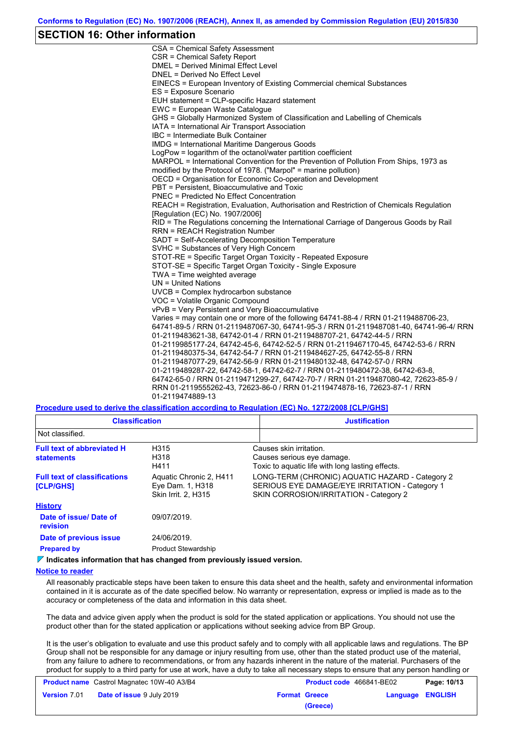## SECTION 16: Other information

CSA = Chemical Safety Assessment
CSR = Chemical Safety Report
DMEL = Derived Minimal Effect Level
DNEL = Derived No Effect Level
EINECS = European Inventory of Existing Commercial chemical Substances
ES = Exposure Scenario
EUH statement = CLP-specific Hazard statement
EWC = European Waste Catalogue
GHS = Globally Harmonized System of Classification and Labelling of Chemicals
IATA = International Air Transport Association
IBC = Intermediate Bulk Container
IMDG = International Maritime Dangerous Goods
LogPow = logarithm of the octanol/water partition coefficient
MARPOL = International Convention for the Prevention of Pollution From Ships, 1973 as modified by the Protocol of 1978. ("Marpol" = marine pollution)
OECD = Organisation for Economic Co-operation and Development
PBT = Persistent, Bioaccumulative and Toxic
PNEC = Predicted No Effect Concentration
REACH = Registration, Evaluation, Authorisation and Restriction of Chemicals Regulation [Regulation (EC) No. 1907/2006]
RID = The Regulations concerning the International Carriage of Dangerous Goods by Rail
RRN = REACH Registration Number
SADT = Self-Accelerating Decomposition Temperature
SVHC = Substances of Very High Concern
STOT-RE = Specific Target Organ Toxicity - Repeated Exposure
STOT-SE = Specific Target Organ Toxicity - Single Exposure
TWA = Time weighted average
UN = United Nations
UVCB = Complex hydrocarbon substance
VOC = Volatile Organic Compound
vPvB = Very Persistent and Very Bioaccumulative
Varies = may contain one or more of the following 64741-88-4 / RRN 01-2119488706-23, 64741-89-5 / RRN 01-2119487067-30, 64741-95-3 / RRN 01-2119487081-40, 64741-96-4/ RRN 01-2119483621-38, 64742-01-4 / RRN 01-2119488707-21, 64742-44-5 / RRN 01-2119985177-24, 64742-45-6, 64742-52-5 / RRN 01-2119467170-45, 64742-53-6 / RRN 01-2119480375-34, 64742-54-7 / RRN 01-2119484627-25, 64742-55-8 / RRN 01-2119487077-29, 64742-56-9 / RRN 01-2119480132-48, 64742-57-0 / RRN 01-2119489287-22, 64742-58-1, 64742-62-7 / RRN 01-2119480472-38, 64742-63-8, 64742-65-0 / RRN 01-2119471299-27, 64742-70-7 / RRN 01-2119487080-42, 72623-85-9 / RRN 01-2119555262-43, 72623-86-0 / RRN 01-2119474878-16, 72623-87-1 / RRN 01-2119474889-13

**Procedure used to derive the classification according to Regulation (EC) No. 1272/2008 [CLP/GHS]**

| Classification | Justification |
|---|---|
| Not classified. | |

**Full text of abbreviated H statements**

| | |
|---|---|
| H315 | Causes skin irritation. |
| H318 | Causes serious eye damage. |
| H411 | Toxic to aquatic life with long lasting effects. |

**Full text of classifications [CLP/GHS]**

| | |
|---|---|
| Aquatic Chronic 2, H411 | LONG-TERM (CHRONIC) AQUATIC HAZARD - Category 2 |
| Eye Dam. 1, H318 | SERIOUS EYE DAMAGE/EYE IRRITATION - Category 1 |
| Skin Irrit. 2, H315 | SKIN CORROSION/IRRITATION - Category 2 |

**History**

**Date of issue/ Date of revision:** 09/07/2019.

**Date of previous issue:** 24/06/2019.

**Prepared by:** Product Stewardship

**Indicates information that has changed from previously issued version.**

**Notice to reader**

All reasonably practicable steps have been taken to ensure this data sheet and the health, safety and environmental information contained in it is accurate as of the date specified below. No warranty or representation, express or implied is made as to the accuracy or completeness of the data and information in this data sheet.

The data and advice given apply when the product is sold for the stated application or applications. You should not use the product other than for the stated application or applications without seeking advice from BP Group.

It is the user's obligation to evaluate and use this product safely and to comply with all applicable laws and regulations. The BP Group shall not be responsible for any damage or injury resulting from use, other than the stated product use of the material, from any failure to adhere to recommendations, or from any hazards inherent in the nature of the material. Purchasers of the product for supply to a third party for use at work, have a duty to take all necessary steps to ensure that any person handling or

| Product name | Castrol Magnatec 10W-40 A3/B4 | Product code | 466841-BE02 |
|---|---|---|---|
| Version 7.01 | Date of issue 9 July 2019 | Format Greece (Greece) | Language ENGLISH |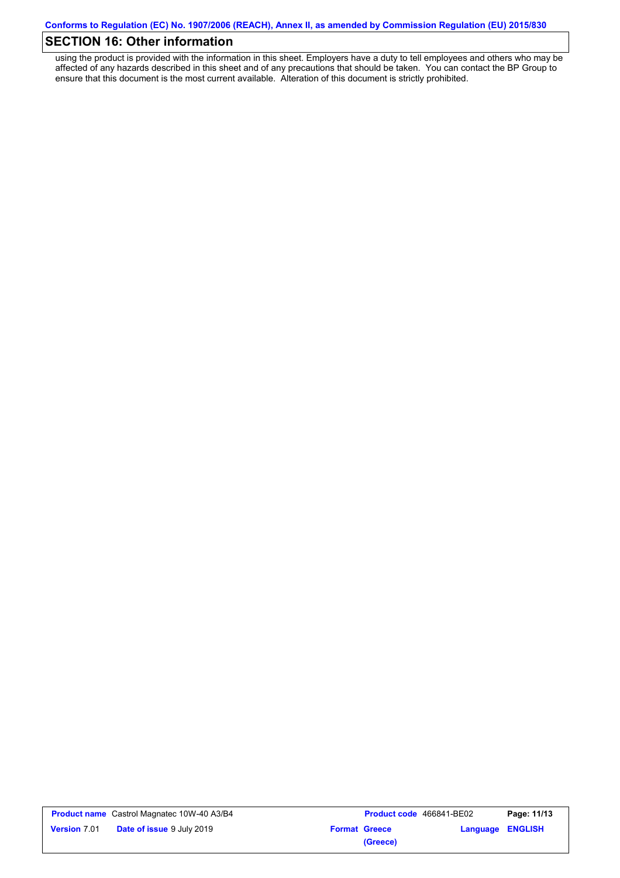## SECTION 16: Other information

using the product is provided with the information in this sheet. Employers have a duty to tell employees and others who may be affected of any hazards described in this sheet and of any precautions that should be taken. You can contact the BP Group to ensure that this document is the most current available. Alteration of this document is strictly prohibited.